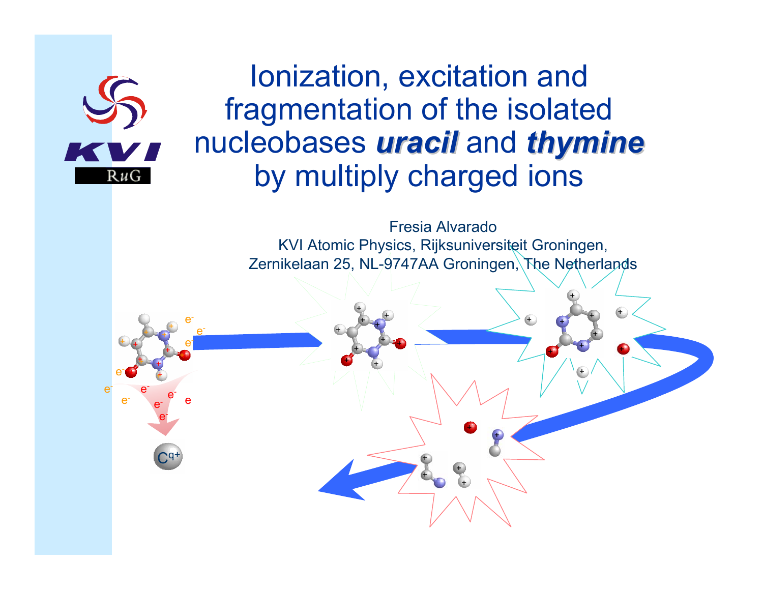# Ionization, excitation and fragmentation of the isolated nucleobases ***uracil*** and ***thymine*** by multiply charged ions

Fresia Alvarado
KVI Atomic Physics, Rijksuniversiteit Groningen,
Zernikelaan 25, NL-9747AA Groningen, The Netherlands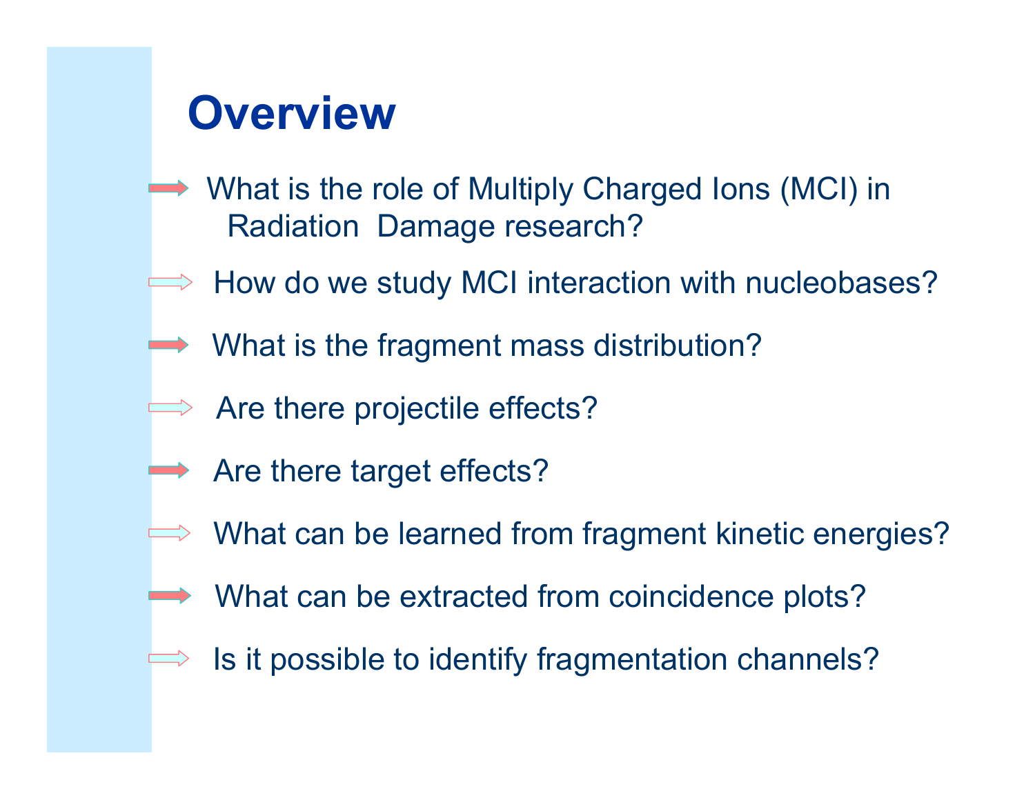# Overview

- What is the role of Multiply Charged Ions (MCI) in Radiation Damage research?
- How do we study MCI interaction with nucleobases?
- What is the fragment mass distribution?
- Are there projectile effects?
- Are there target effects?
- What can be learned from fragment kinetic energies?
- What can be extracted from coincidence plots?
- Is it possible to identify fragmentation channels?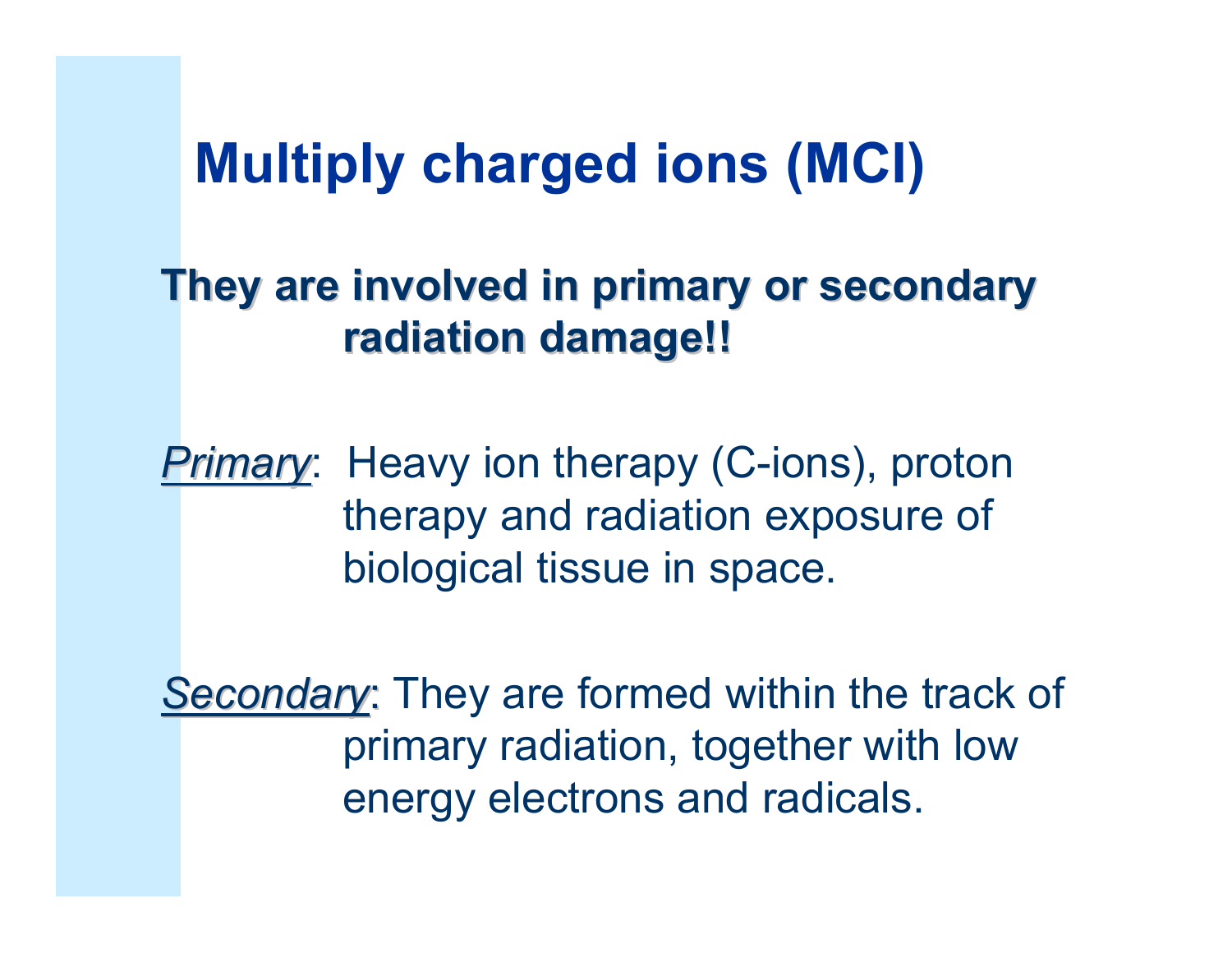# Multiply charged ions (MCI)

**They are involved in primary or secondary radiation damage!!**

*Primary*: Heavy ion therapy (C-ions), proton therapy and radiation exposure of biological tissue in space.

*Secondary*: They are formed within the track of primary radiation, together with low energy electrons and radicals.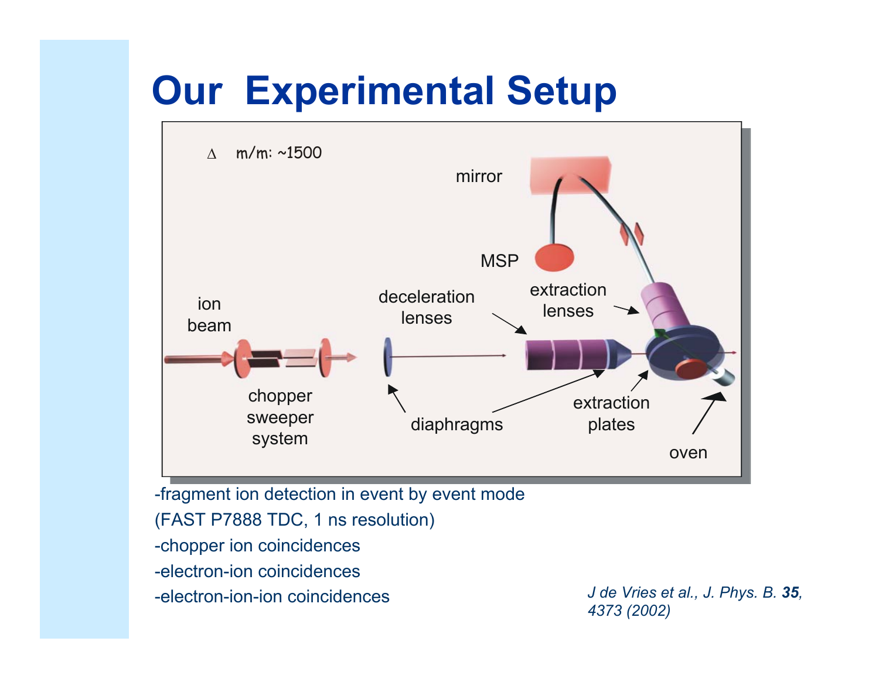# Our Experimental Setup

Δ m/m: ~1500

mirror

MSP

ion beam

chopper sweeper system

deceleration lenses

diaphragms

extraction lenses

extraction plates

oven

-fragment ion detection in event by event mode (FAST P7888 TDC, 1 ns resolution)

-chopper ion coincidences

-electron-ion coincidences

-electron-ion-ion coincidences

*J de Vries et al., J. Phys. B.* ***35****, 4373 (2002)*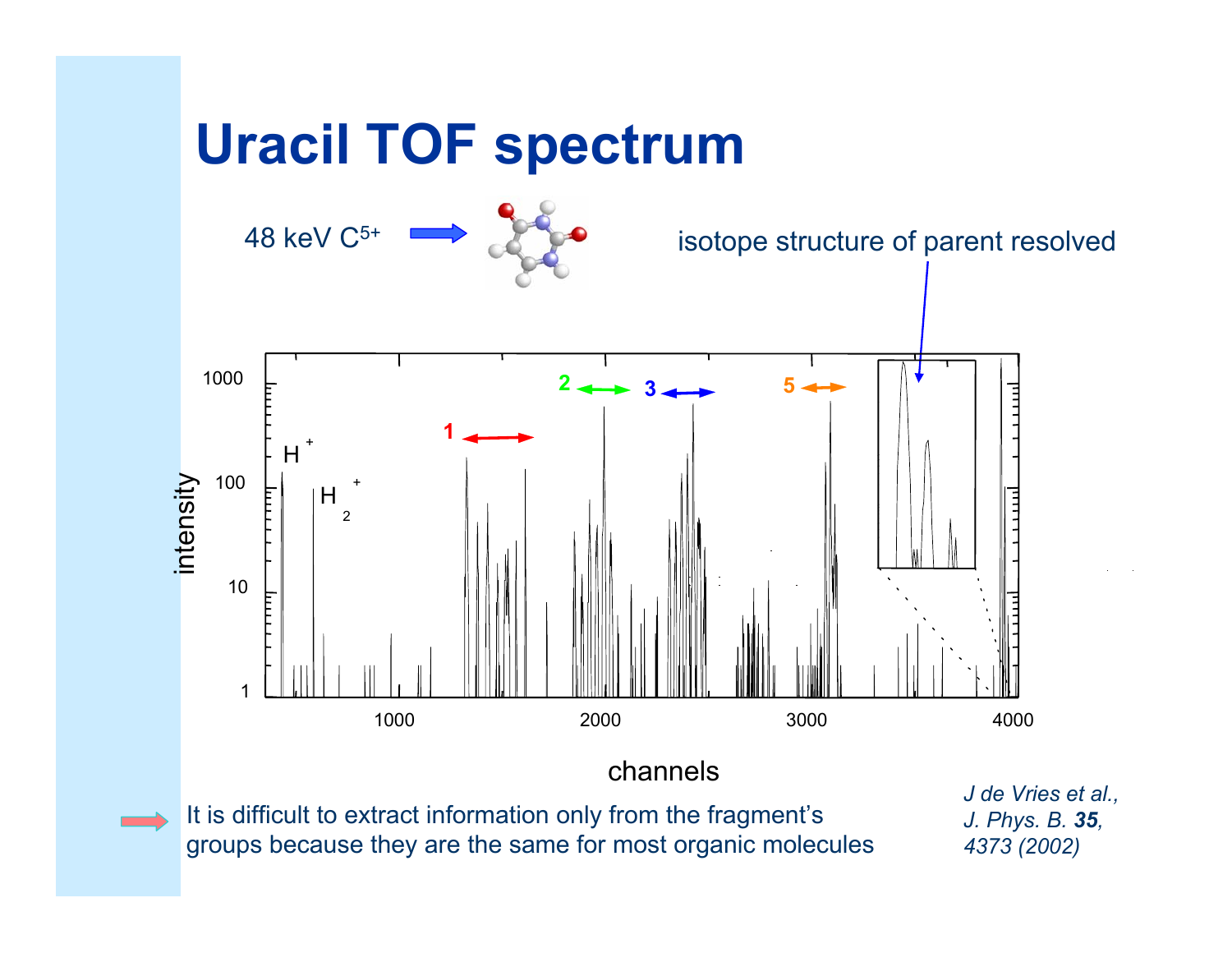# Uracil TOF spectrum

48 keV $C^{5+}$

isotope structure of parent resolved

It is difficult to extract information only from the fragment's groups because they are the same for most organic molecules

*J de Vries et al., J. Phys. B.* ***35****, 4373 (2002)*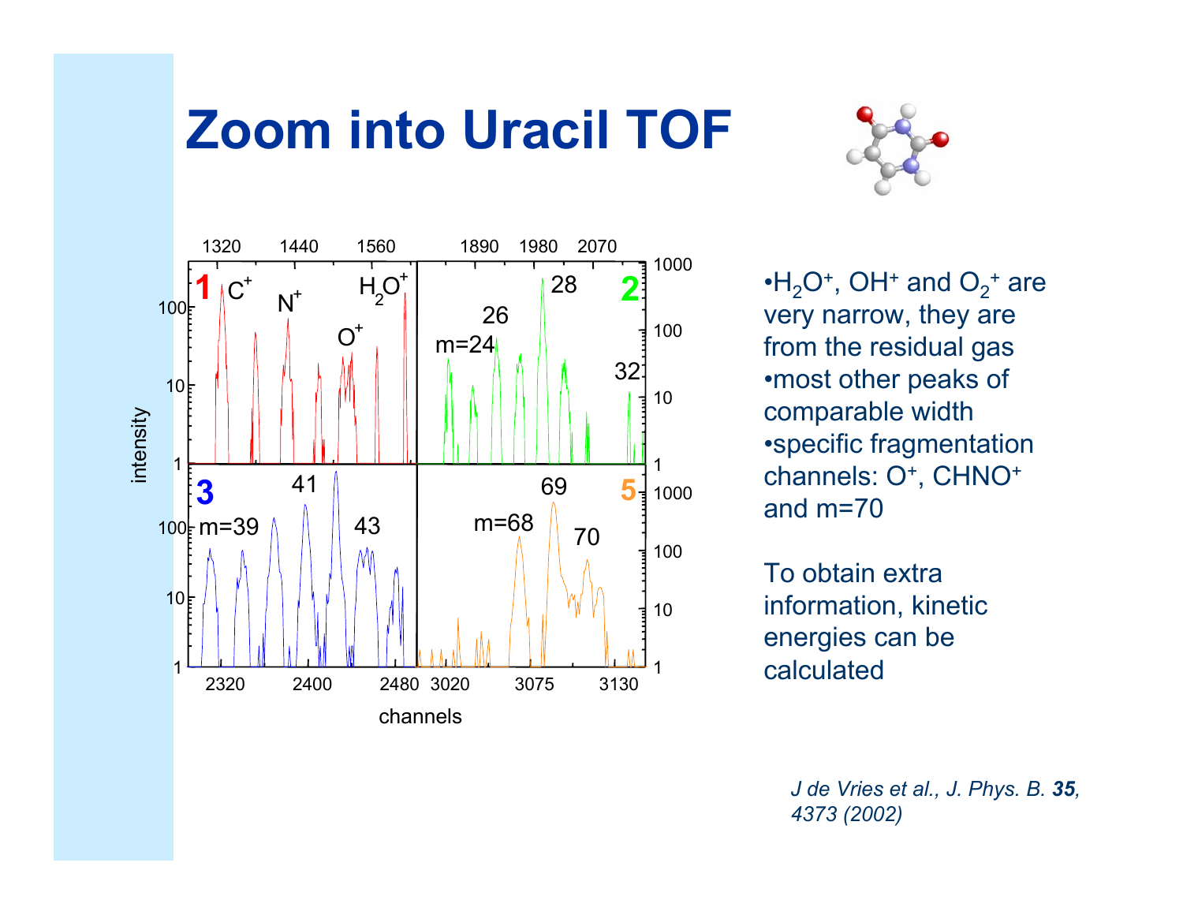# Zoom into Uracil TOF

- $H_2O^+$, $OH^+$ and $O_2^+$ are very narrow, they are from the residual gas
- most other peaks of comparable width
- specific fragmentation channels: $O^+$, $CHNO^+$ and m=70

To obtain extra information, kinetic energies can be calculated

*J de Vries et al., J. Phys. B.* ***35****, 4373 (2002)*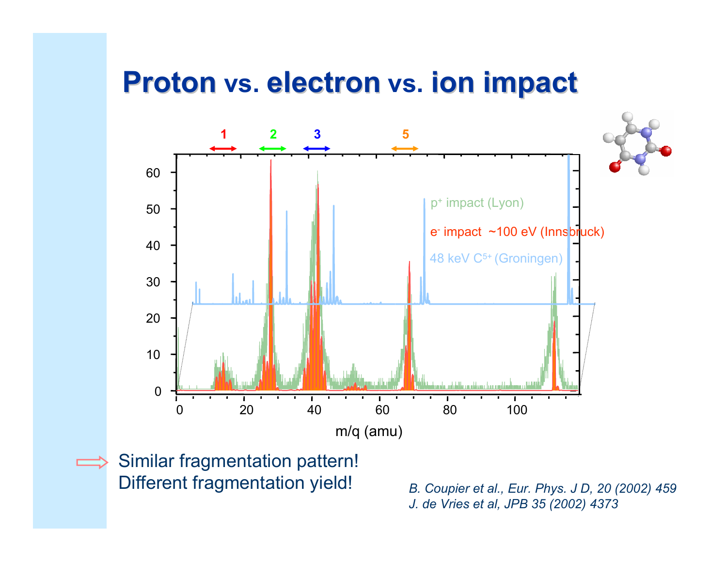# Proton vs. electron vs. ion impact

1 2 3 5

p⁺ impact (Lyon)

e⁻ impact ~100 eV (Innsbruck)

48 keV $C^{5+}$ (Groningen)

m/q (amu)

⇨ Similar fragmentation pattern!
Different fragmentation yield!

*B. Coupier et al., Eur. Phys. J D, 20 (2002) 459*
*J. de Vries et al, JPB 35 (2002) 4373*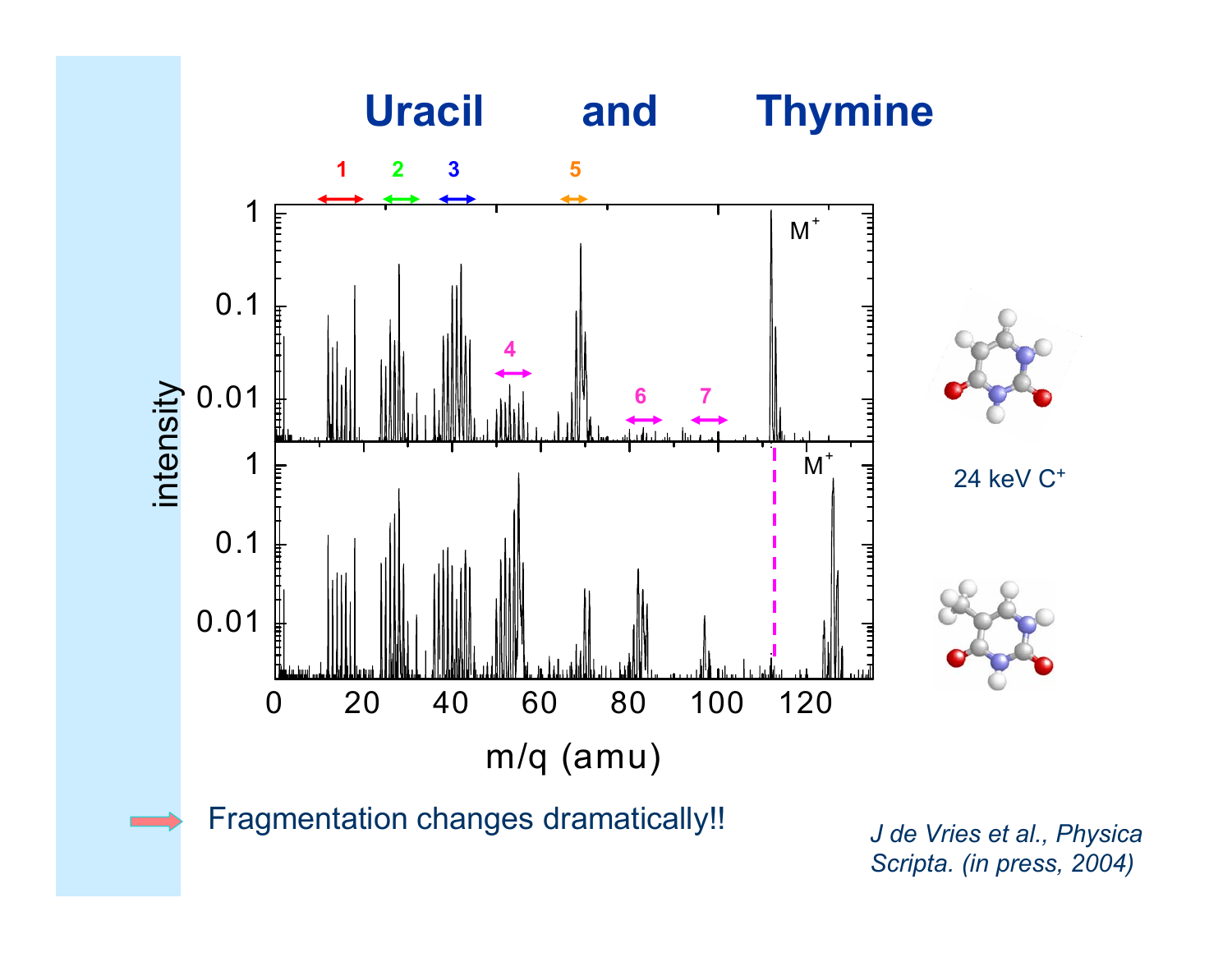# Uracil and Thymine

24 keV $C^+$

Fragmentation changes dramatically!!

*J de Vries et al., Physica Scripta. (in press, 2004)*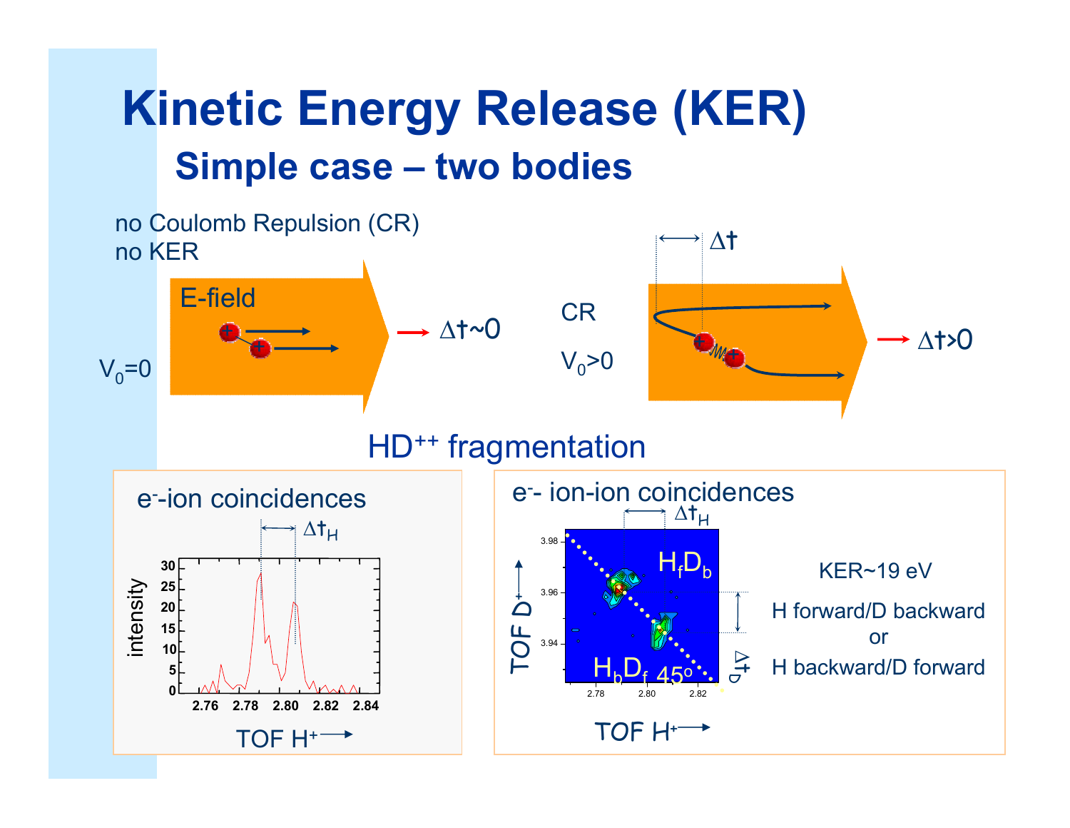# Kinetic Energy Release (KER)

## Simple case – two bodies

no Coulomb Repulsion (CR)
no KER

E-field

$V_0=0$

→ $\Delta t \sim 0$

CR

$V_0>0$

$\Delta t$

→ $\Delta t>0$

### $HD^{++}$ fragmentation

**$e^-$-ion coincidences**

$\Delta t_H$

intensity

TOF $H^+$ →

**$e^-$- ion-ion coincidences**

$\Delta t_H$

$H_fD_b$

$H_bD_f$ 45°

$\Delta t_D$

TOF $D^+$

TOF $H^+$ →

KER~19 eV

H forward/D backward
or
H backward/D forward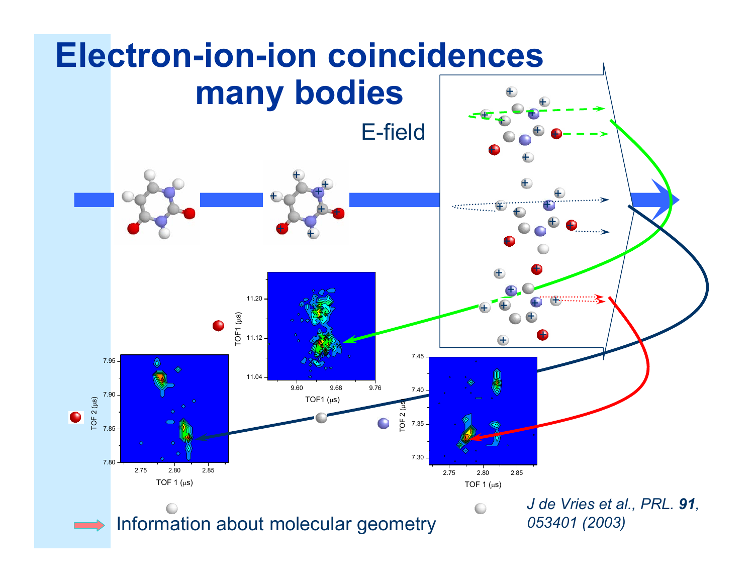# Electron-ion-ion coincidences many bodies

E-field

Information about molecular geometry

*J de Vries et al., PRL.* ***91****, 053401 (2003)*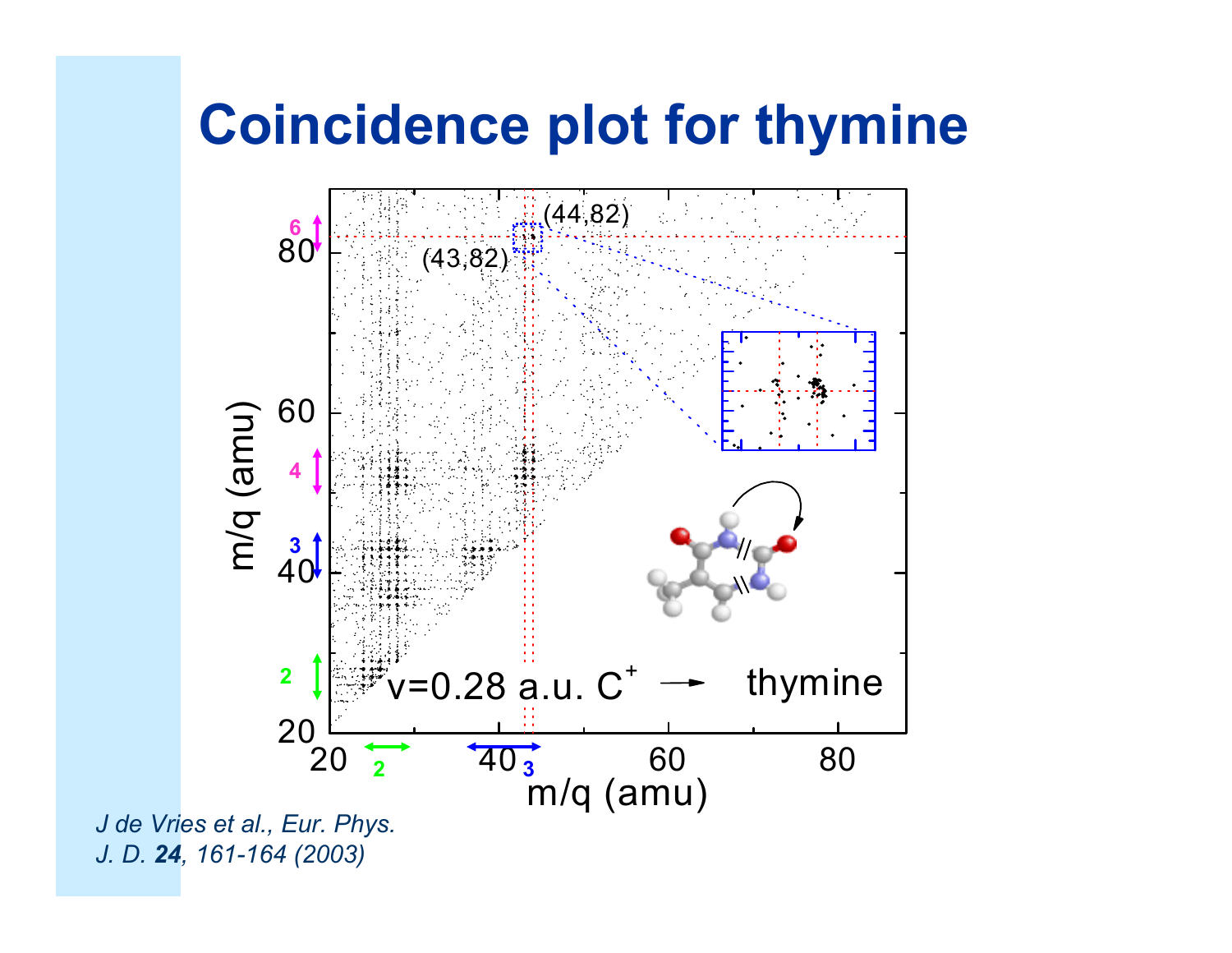# Coincidence plot for thymine

*J de Vries et al., Eur. Phys. J. D.* ***24****, 161-164 (2003)*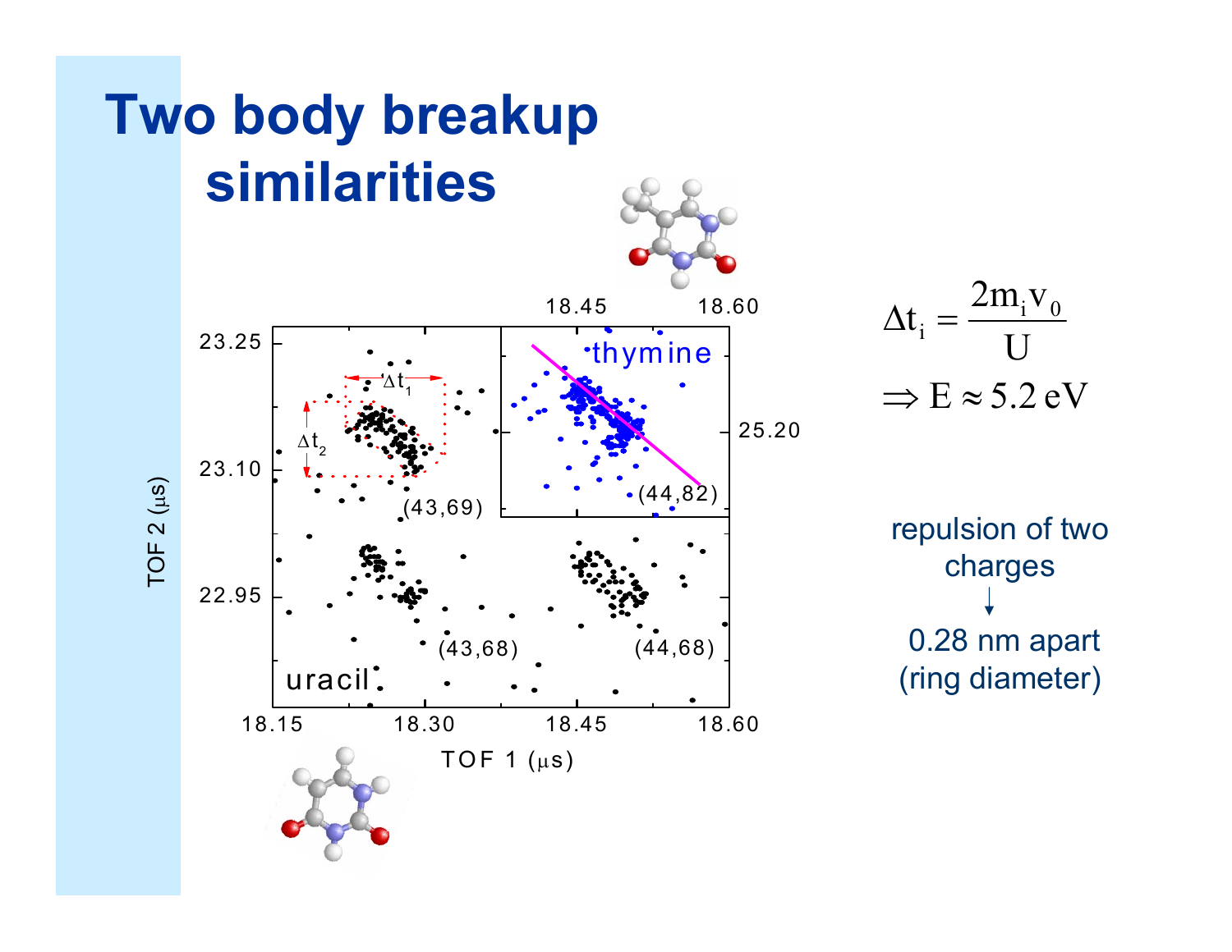# Two body breakup similarities

$$\Delta t_i = \frac{2 m_i v_0}{U}$$

$$\Rightarrow E \approx 5.2\,\text{eV}$$

repulsion of two charges

↓

0.28 nm apart (ring diameter)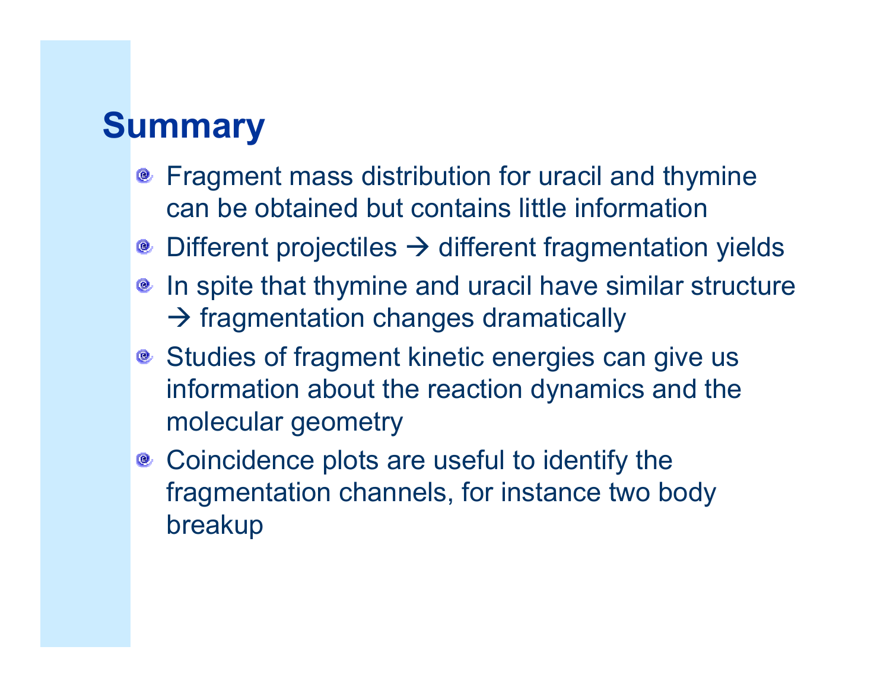# Summary

- Fragment mass distribution for uracil and thymine can be obtained but contains little information
- Different projectiles → different fragmentation yields
- In spite that thymine and uracil have similar structure → fragmentation changes dramatically
- Studies of fragment kinetic energies can give us information about the reaction dynamics and the molecular geometry
- Coincidence plots are useful to identify the fragmentation channels, for instance two body breakup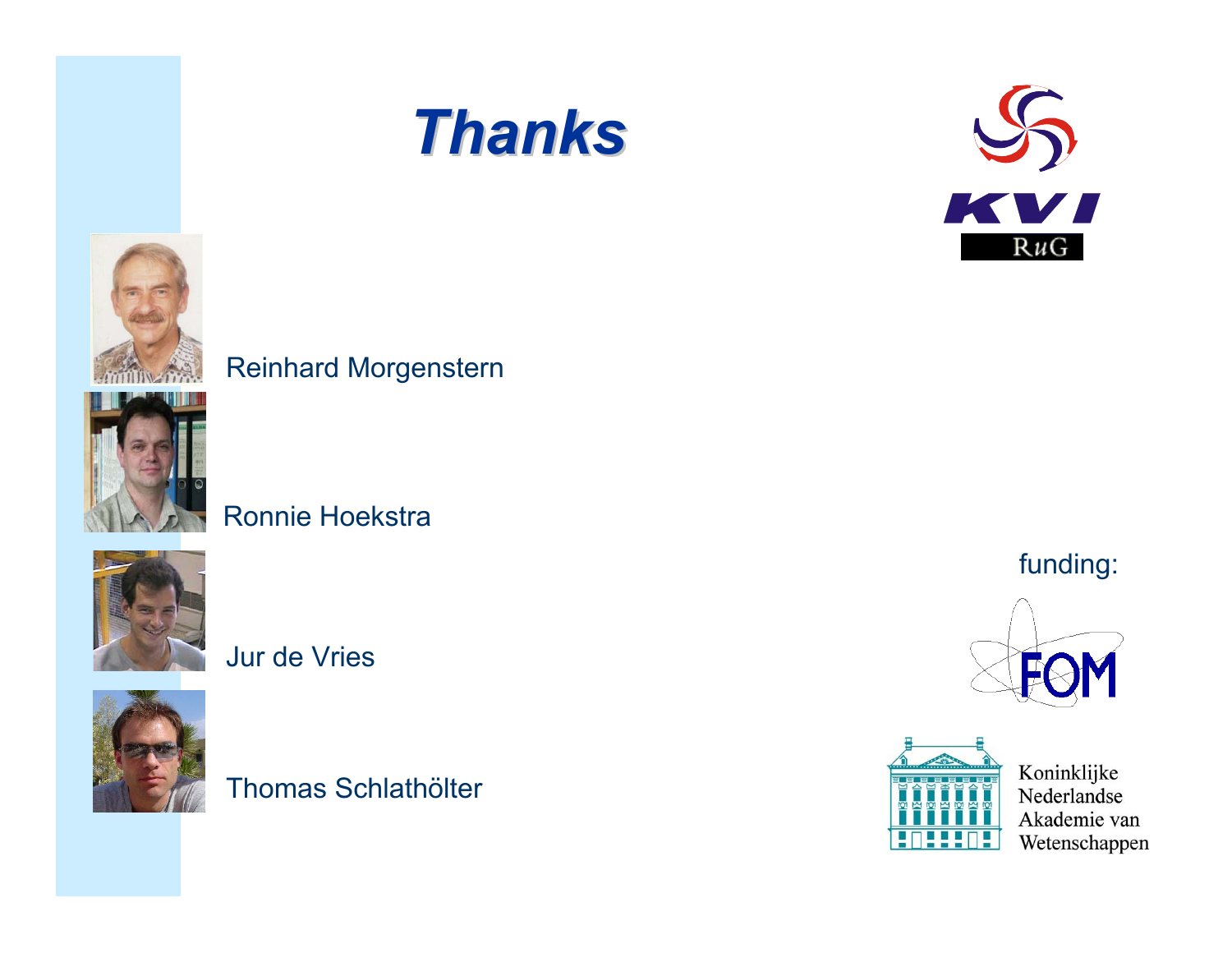# *Thanks*

Reinhard Morgenstern

Ronnie Hoekstra

Jur de Vries

Thomas Schlathölter

KVI

RuG

funding:

FOM

Koninklijke
Nederlandse
Akademie van
Wetenschappen